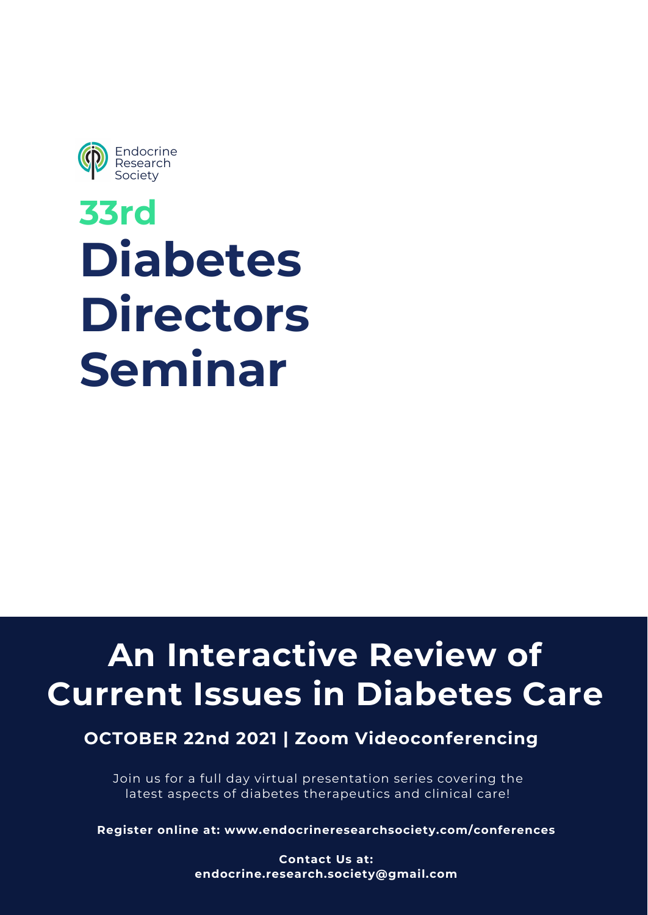Endocrine Research Society

# 33rd Diabetes Directors Seminar

## An Interactive Review of Current Issues in Diabetes Care

**OCTOBER 22nd 2021 | Zoom Videoconferencing**

Join us for a full day virtual presentation series covering the latest aspects of diabetes therapeutics and clinical care!

**Register online at: www.endocrineresearchsociety.com/conferences**

**Contact Us at:**
**endocrine.research.society@gmail.com**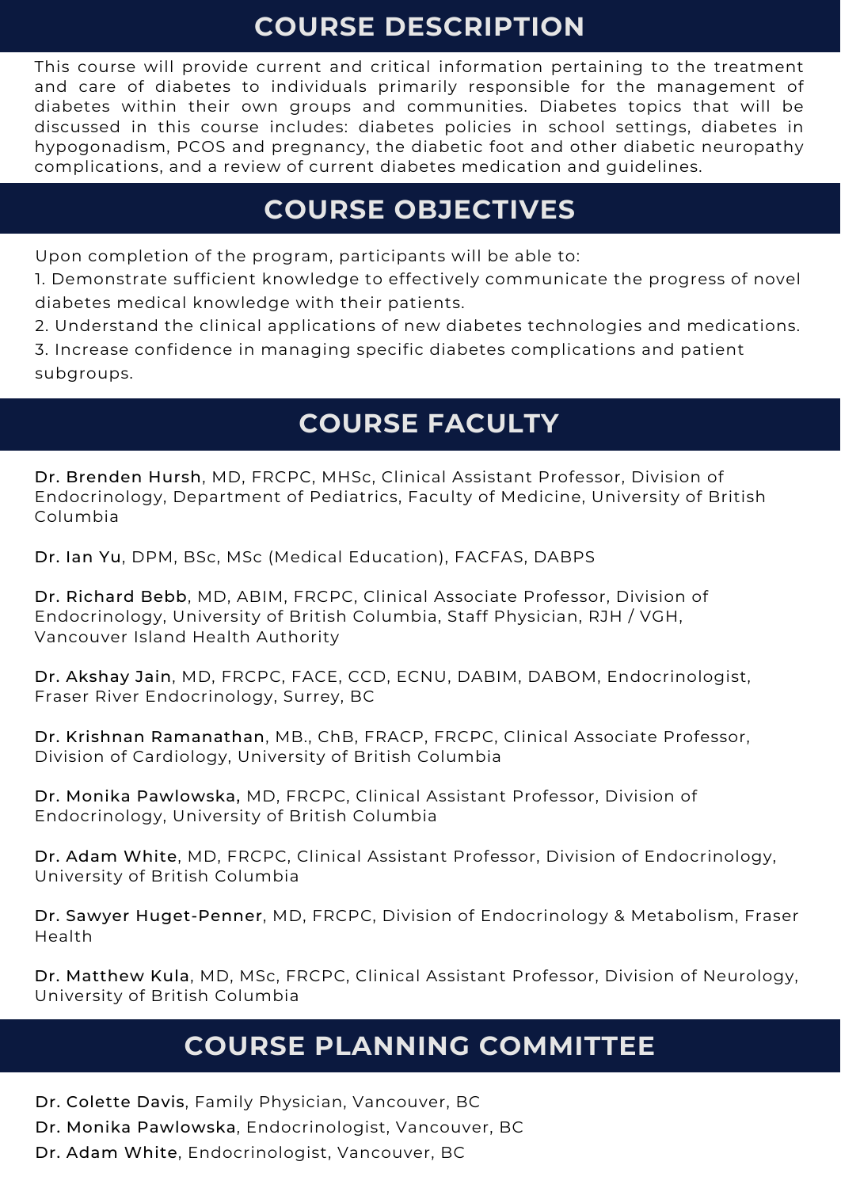## COURSE DESCRIPTION

This course will provide current and critical information pertaining to the treatment and care of diabetes to individuals primarily responsible for the management of diabetes within their own groups and communities. Diabetes topics that will be discussed in this course includes: diabetes policies in school settings, diabetes in hypogonadism, PCOS and pregnancy, the diabetic foot and other diabetic neuropathy complications, and a review of current diabetes medication and guidelines.

## COURSE OBJECTIVES

Upon completion of the program, participants will be able to:

1. Demonstrate sufficient knowledge to effectively communicate the progress of novel diabetes medical knowledge with their patients.
2. Understand the clinical applications of new diabetes technologies and medications.
3. Increase confidence in managing specific diabetes complications and patient subgroups.

## COURSE FACULTY

**Dr. Brenden Hursh**, MD, FRCPC, MHSc, Clinical Assistant Professor, Division of Endocrinology, Department of Pediatrics, Faculty of Medicine, University of British Columbia

**Dr. Ian Yu**, DPM, BSc, MSc (Medical Education), FACFAS, DABPS

**Dr. Richard Bebb**, MD, ABIM, FRCPC, Clinical Associate Professor, Division of Endocrinology, University of British Columbia, Staff Physician, RJH / VGH, Vancouver Island Health Authority

**Dr. Akshay Jain**, MD, FRCPC, FACE, CCD, ECNU, DABIM, DABOM, Endocrinologist, Fraser River Endocrinology, Surrey, BC

**Dr. Krishnan Ramanathan**, MB., ChB, FRACP, FRCPC, Clinical Associate Professor, Division of Cardiology, University of British Columbia

**Dr. Monika Pawlowska,** MD, FRCPC, Clinical Assistant Professor, Division of Endocrinology, University of British Columbia

**Dr. Adam White**, MD, FRCPC, Clinical Assistant Professor, Division of Endocrinology, University of British Columbia

**Dr. Sawyer Huget-Penner**, MD, FRCPC, Division of Endocrinology & Metabolism, Fraser Health

**Dr. Matthew Kula**, MD, MSc, FRCPC, Clinical Assistant Professor, Division of Neurology, University of British Columbia

## COURSE PLANNING COMMITTEE

**Dr. Colette Davis**, Family Physician, Vancouver, BC
**Dr. Monika Pawlowska**, Endocrinologist, Vancouver, BC
**Dr. Adam White**, Endocrinologist, Vancouver, BC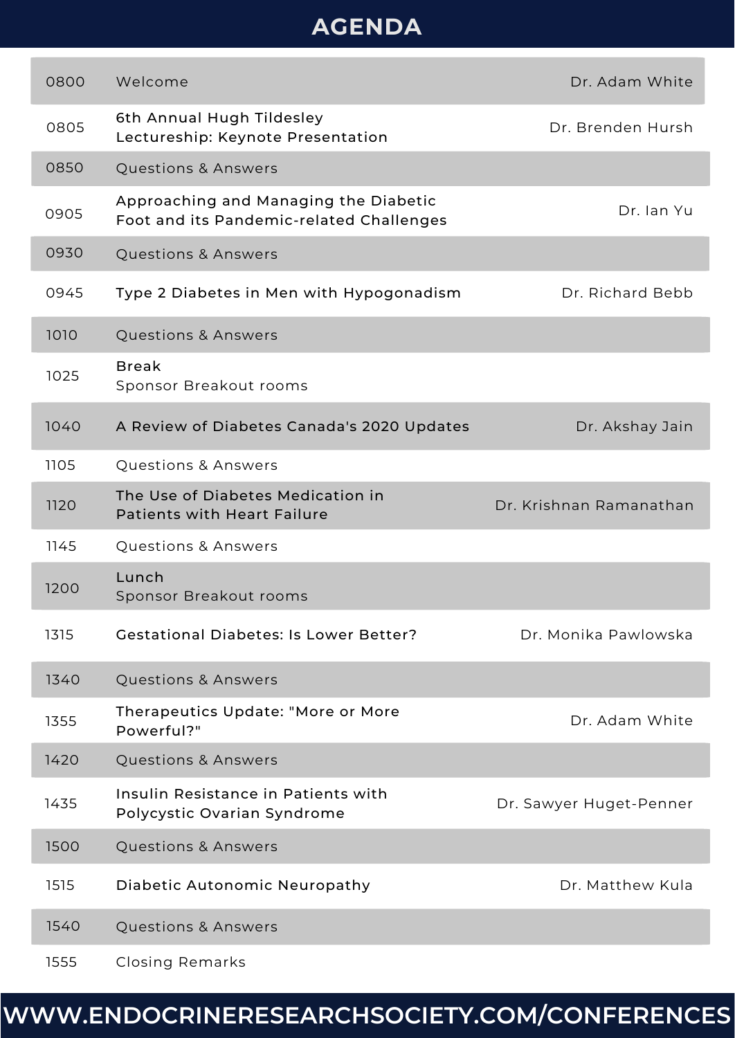# AGENDA

| | | |
|---|---|---|
| 0800 | Welcome | Dr. Adam White |
| 0805 | 6th Annual Hugh Tildesley Lectureship: Keynote Presentation | Dr. Brenden Hursh |
| 0850 | Questions & Answers | |
| 0905 | Approaching and Managing the Diabetic Foot and its Pandemic-related Challenges | Dr. Ian Yu |
| 0930 | Questions & Answers | |
| 0945 | Type 2 Diabetes in Men with Hypogonadism | Dr. Richard Bebb |
| 1010 | Questions & Answers | |
| 1025 | Break<br>Sponsor Breakout rooms | |
| 1040 | A Review of Diabetes Canada's 2020 Updates | Dr. Akshay Jain |
| 1105 | Questions & Answers | |
| 1120 | The Use of Diabetes Medication in Patients with Heart Failure | Dr. Krishnan Ramanathan |
| 1145 | Questions & Answers | |
| 1200 | Lunch<br>Sponsor Breakout rooms | |
| 1315 | Gestational Diabetes: Is Lower Better? | Dr. Monika Pawlowska |
| 1340 | Questions & Answers | |
| 1355 | Therapeutics Update: "More or More Powerful?" | Dr. Adam White |
| 1420 | Questions & Answers | |
| 1435 | Insulin Resistance in Patients with Polycystic Ovarian Syndrome | Dr. Sawyer Huget-Penner |
| 1500 | Questions & Answers | |
| 1515 | Diabetic Autonomic Neuropathy | Dr. Matthew Kula |
| 1540 | Questions & Answers | |
| 1555 | Closing Remarks | |

WWW.ENDOCRINERESEARCHSOCIETY.COM/CONFERENCES